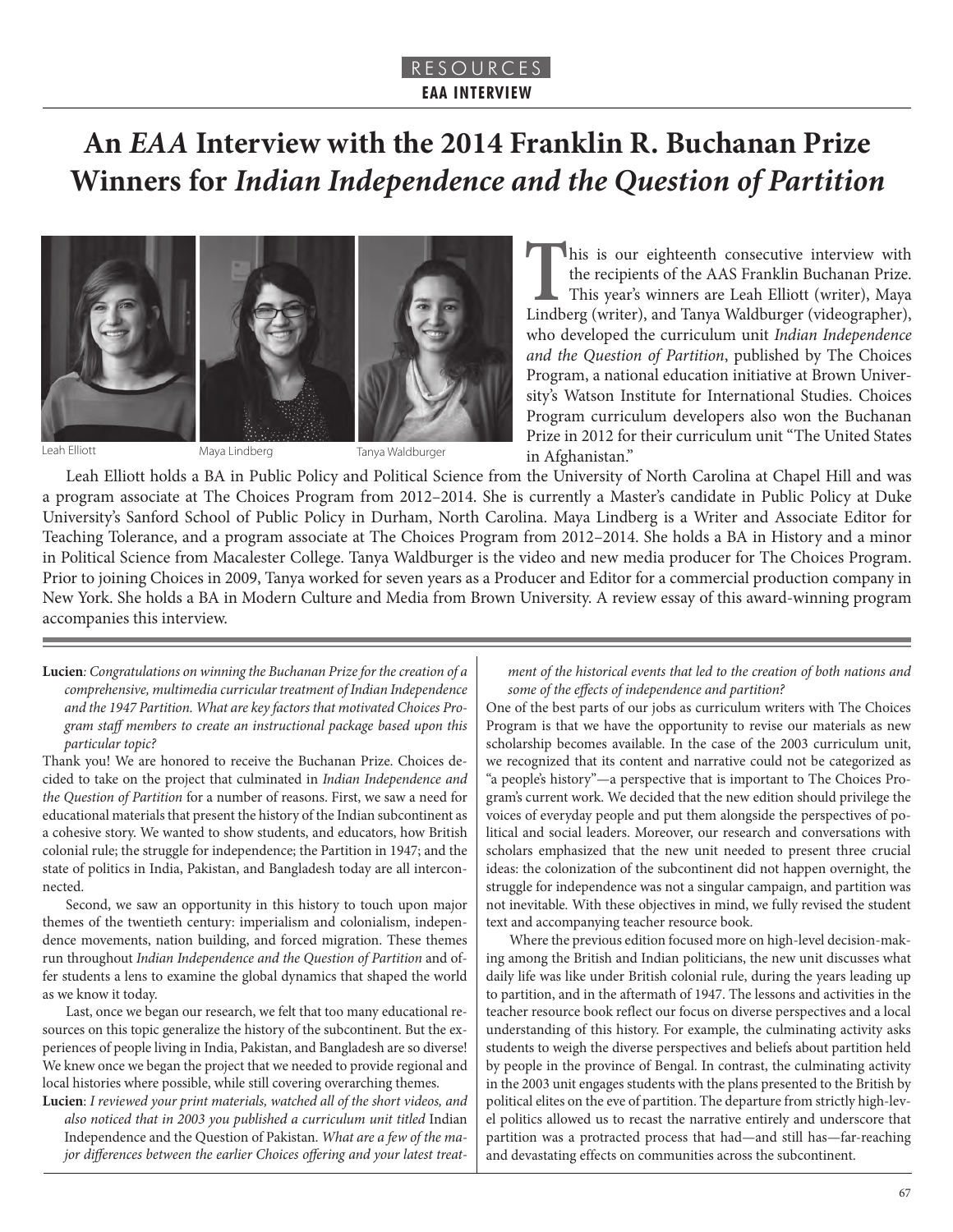RESOURCES

**EAA INTERVIEW**

# An *EAA* Interview with the 2014 Franklin R. Buchanan Prize Winners for *Indian Independence and the Question of Partition*

Leah Elliott

Maya Lindberg

Tanya Waldburger

This is our eighteenth consecutive interview with the recipients of the AAS Franklin Buchanan Prize. This year's winners are Leah Elliott (writer), Maya Lindberg (writer), and Tanya Waldburger (videographer), who developed the curriculum unit *Indian Independence and the Question of Partition*, published by The Choices Program, a national education initiative at Brown University's Watson Institute for International Studies. Choices Program curriculum developers also won the Buchanan Prize in 2012 for their curriculum unit "The United States in Afghanistan."

Leah Elliott holds a BA in Public Policy and Political Science from the University of North Carolina at Chapel Hill and was a program associate at The Choices Program from 2012–2014. She is currently a Master's candidate in Public Policy at Duke University's Sanford School of Public Policy in Durham, North Carolina. Maya Lindberg is a Writer and Associate Editor for Teaching Tolerance, and a program associate at The Choices Program from 2012–2014. She holds a BA in History and a minor in Political Science from Macalester College. Tanya Waldburger is the video and new media producer for The Choices Program. Prior to joining Choices in 2009, Tanya worked for seven years as a Producer and Editor for a commercial production company in New York. She holds a BA in Modern Culture and Media from Brown University. A review essay of this award-winning program accompanies this interview.

---

**Lucien**: *Congratulations on winning the Buchanan Prize for the creation of a comprehensive, multimedia curricular treatment of Indian Independence and the 1947 Partition. What are key factors that motivated Choices Program staff members to create an instructional package based upon this particular topic?*

Thank you! We are honored to receive the Buchanan Prize. Choices decided to take on the project that culminated in *Indian Independence and the Question of Partition* for a number of reasons. First, we saw a need for educational materials that present the history of the Indian subcontinent as a cohesive story. We wanted to show students, and educators, how British colonial rule; the struggle for independence; the Partition in 1947; and the state of politics in India, Pakistan, and Bangladesh today are all interconnected.

Second, we saw an opportunity in this history to touch upon major themes of the twentieth century: imperialism and colonialism, independence movements, nation building, and forced migration. These themes run throughout *Indian Independence and the Question of Partition* and offer students a lens to examine the global dynamics that shaped the world as we know it today.

Last, once we began our research, we felt that too many educational resources on this topic generalize the history of the subcontinent. But the experiences of people living in India, Pakistan, and Bangladesh are so diverse! We knew once we began the project that we needed to provide regional and local histories where possible, while still covering overarching themes.

**Lucien**: *I reviewed your print materials, watched all of the short videos, and also noticed that in 2003 you published a curriculum unit titled* Indian Independence and the Question of Pakistan. *What are a few of the major differences between the earlier Choices offering and your latest treatment of the historical events that led to the creation of both nations and some of the effects of independence and partition?*

One of the best parts of our jobs as curriculum writers with The Choices Program is that we have the opportunity to revise our materials as new scholarship becomes available. In the case of the 2003 curriculum unit, we recognized that its content and narrative could not be categorized as "a people's history"—a perspective that is important to The Choices Program's current work. We decided that the new edition should privilege the voices of everyday people and put them alongside the perspectives of political and social leaders. Moreover, our research and conversations with scholars emphasized that the new unit needed to present three crucial ideas: the colonization of the subcontinent did not happen overnight, the struggle for independence was not a singular campaign, and partition was not inevitable. With these objectives in mind, we fully revised the student text and accompanying teacher resource book.

Where the previous edition focused more on high-level decision-making among the British and Indian politicians, the new unit discusses what daily life was like under British colonial rule, during the years leading up to partition, and in the aftermath of 1947. The lessons and activities in the teacher resource book reflect our focus on diverse perspectives and a local understanding of this history. For example, the culminating activity asks students to weigh the diverse perspectives and beliefs about partition held by people in the province of Bengal. In contrast, the culminating activity in the 2003 unit engages students with the plans presented to the British by political elites on the eve of partition. The departure from strictly high-level politics allowed us to recast the narrative entirely and underscore that partition was a protracted process that had—and still has—far-reaching and devastating effects on communities across the subcontinent.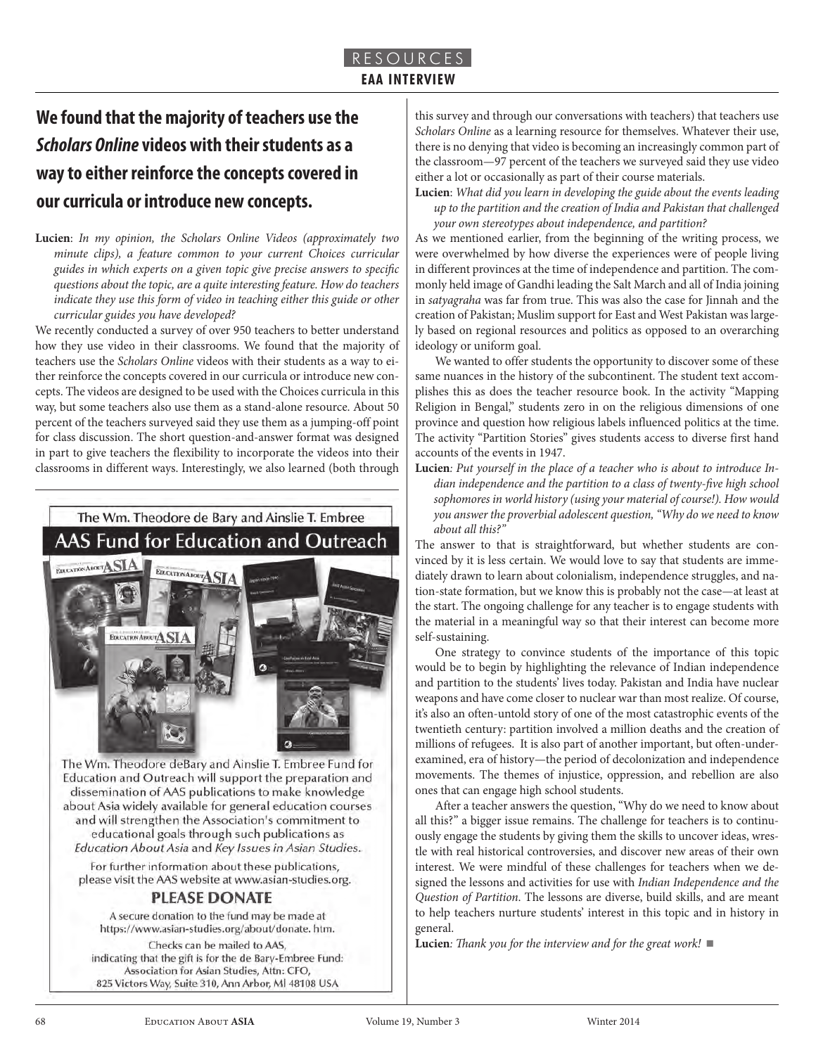**We found that the majority of teachers use the *Scholars Online* videos with their students as a way to either reinforce the concepts covered in our curricula or introduce new concepts.**

**Lucien**: *In my opinion, the Scholars Online Videos (approximately two minute clips), a feature common to your current Choices curricular guides in which experts on a given topic give precise answers to specific questions about the topic, are a quite interesting feature. How do teachers indicate they use this form of video in teaching either this guide or other curricular guides you have developed?*

We recently conducted a survey of over 950 teachers to better understand how they use video in their classrooms. We found that the majority of teachers use the *Scholars Online* videos with their students as a way to either reinforce the concepts covered in our curricula or introduce new concepts. The videos are designed to be used with the Choices curricula in this way, but some teachers also use them as a stand-alone resource. About 50 percent of the teachers surveyed said they use them as a jumping-off point for class discussion. The short question-and-answer format was designed in part to give teachers the flexibility to incorporate the videos into their classrooms in different ways. Interestingly, we also learned (both through this survey and through our conversations with teachers) that teachers use *Scholars Online* as a learning resource for themselves. Whatever their use, there is no denying that video is becoming an increasingly common part of the classroom—97 percent of the teachers we surveyed said they use video either a lot or occasionally as part of their course materials.

**Lucien**: *What did you learn in developing the guide about the events leading up to the partition and the creation of India and Pakistan that challenged your own stereotypes about independence, and partition?*

As we mentioned earlier, from the beginning of the writing process, we were overwhelmed by how diverse the experiences were of people living in different provinces at the time of independence and partition. The commonly held image of Gandhi leading the Salt March and all of India joining in *satyagraha* was far from true. This was also the case for Jinnah and the creation of Pakistan; Muslim support for East and West Pakistan was largely based on regional resources and politics as opposed to an overarching ideology or uniform goal.

We wanted to offer students the opportunity to discover some of these same nuances in the history of the subcontinent. The student text accomplishes this as does the teacher resource book. In the activity "Mapping Religion in Bengal," students zero in on the religious dimensions of one province and question how religious labels influenced politics at the time. The activity "Partition Stories" gives students access to diverse first hand accounts of the events in 1947.

**Lucien**: *Put yourself in the place of a teacher who is about to introduce Indian independence and the partition to a class of twenty-five high school sophomores in world history (using your material of course!). How would you answer the proverbial adolescent question, "Why do we need to know about all this?"*

The answer to that is straightforward, but whether students are convinced by it is less certain. We would love to say that students are immediately drawn to learn about colonialism, independence struggles, and nation-state formation, but we know this is probably not the case—at least at the start. The ongoing challenge for any teacher is to engage students with the material in a meaningful way so that their interest can become more self-sustaining.

One strategy to convince students of the importance of this topic would be to begin by highlighting the relevance of Indian independence and partition to the students' lives today. Pakistan and India have nuclear weapons and have come closer to nuclear war than most realize. Of course, it's also an often-untold story of one of the most catastrophic events of the twentieth century: partition involved a million deaths and the creation of millions of refugees. It is also part of another important, but often-underexamined, era of history—the period of decolonization and independence movements. The themes of injustice, oppression, and rebellion are also ones that can engage high school students.

After a teacher answers the question, "Why do we need to know about all this?" a bigger issue remains. The challenge for teachers is to continuously engage the students by giving them the skills to uncover ideas, wrestle with real historical controversies, and discover new areas of their own interest. We were mindful of these challenges for teachers when we designed the lessons and activities for use with *Indian Independence and the Question of Partition*. The lessons are diverse, build skills, and are meant to help teachers nurture students' interest in this topic and in history in general.

**Lucien**: *Thank you for the interview and for the great work!* ■

---

The Wm. Theodore de Bary and Ainslie T. Embree

## AAS Fund for Education and Outreach

The Wm. Theodore deBary and Ainslie T. Embree Fund for Education and Outreach will support the preparation and dissemination of AAS publications to make knowledge about Asia widely available for general education courses and will strengthen the Association's commitment to educational goals through such publications as *Education About Asia* and *Key Issues in Asian Studies*.

For further information about these publications, please visit the AAS website at www.asian-studies.org.

**PLEASE DONATE**

A secure donation to the fund may be made at https://www.asian-studies.org/about/donate.htm.

Checks can be mailed to AAS, indicating that the gift is for the de Bary-Embree Fund: Association for Asian Studies, Attn: CFO, 825 Victors Way, Suite 310, Ann Arbor, MI 48108 USA